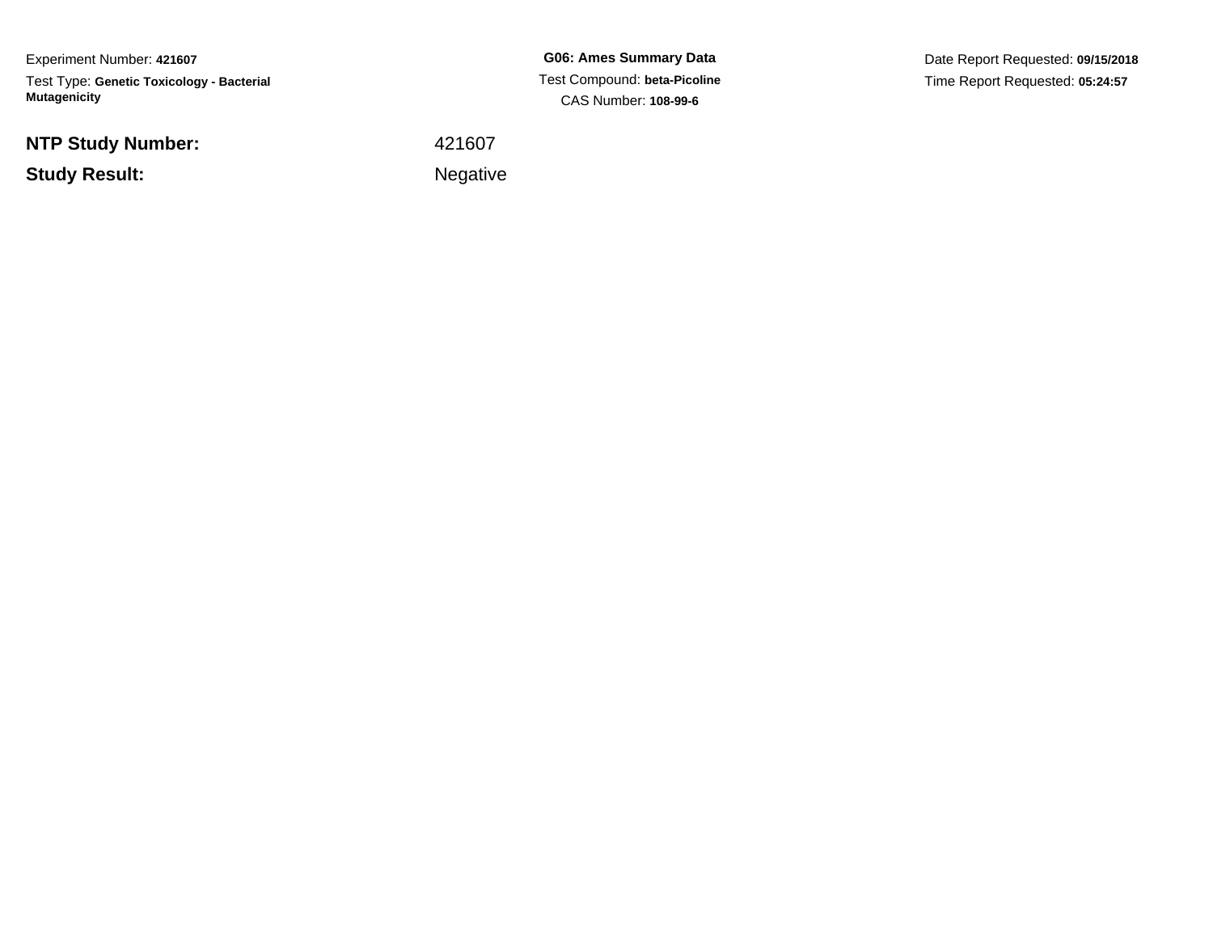Experiment Number: **421607**

Test Type: **Genetic Toxicology - Bacterial Mutagenicity**

**G06: Ames Summary Data**

Test Compound: **beta-Picoline**

CAS Number: **108-99-6**

Date Report Requested: **09/15/2018**

Time Report Requested: **05:24:57**

**NTP Study Number:** 421607

**Study Result:** Negative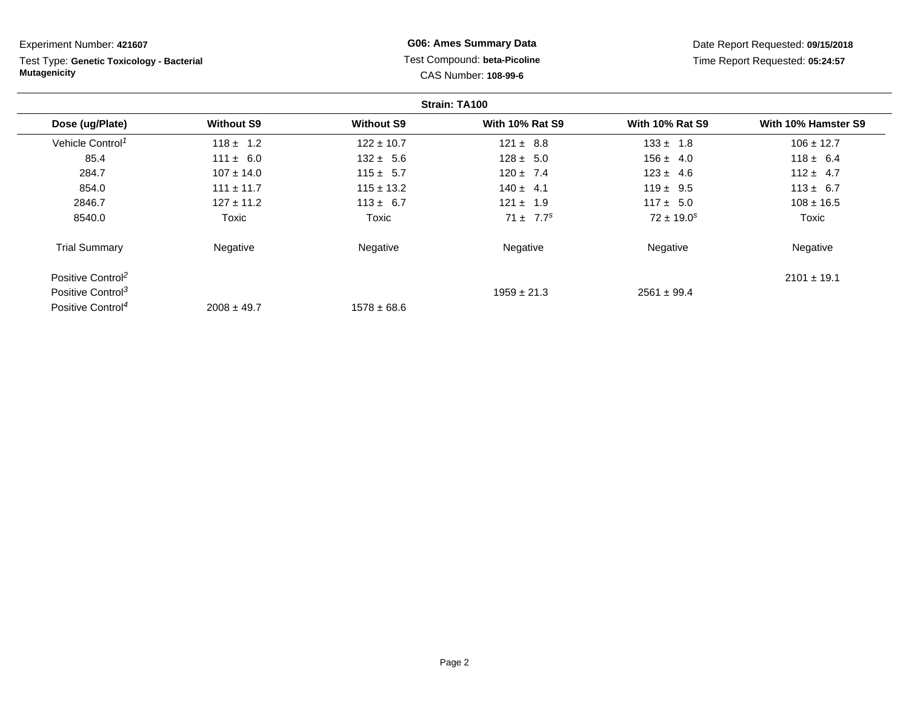Experiment Number: **421607**

Test Type: **Genetic Toxicology - Bacterial Mutagenicity**

**G06: Ames Summary Data**

Test Compound: **beta-Picoline**

CAS Number: **108-99-6**

Date Report Requested: **09/15/2018**

Time Report Requested: **05:24:57**

**Strain: TA100**

| Dose (ug/Plate) | Without S9 | Without S9 | With 10% Rat S9 | With 10% Rat S9 | With 10% Hamster S9 |
|---|---|---|---|---|---|
| Vehicle Control[1] | 118 ± 1.2 | 122 ± 10.7 | 121 ± 8.8 | 133 ± 1.8 | 106 ± 12.7 |
| 85.4 | 111 ± 6.0 | 132 ± 5.6 | 128 ± 5.0 | 156 ± 4.0 | 118 ± 6.4 |
| 284.7 | 107 ± 14.0 | 115 ± 5.7 | 120 ± 7.4 | 123 ± 4.6 | 112 ± 4.7 |
| 854.0 | 111 ± 11.7 | 115 ± 13.2 | 140 ± 4.1 | 119 ± 9.5 | 113 ± 6.7 |
| 2846.7 | 127 ± 11.2 | 113 ± 6.7 | 121 ± 1.9 | 117 ± 5.0 | 108 ± 16.5 |
| 8540.0 | Toxic | Toxic | 71 ± 7.7[s] | 72 ± 19.0[s] | Toxic |
| Trial Summary | Negative | Negative | Negative | Negative | Negative |
| Positive Control[2] | | | | | 2101 ± 19.1 |
| Positive Control[3] | | | 1959 ± 21.3 | 2561 ± 99.4 | |
| Positive Control[4] | 2008 ± 49.7 | 1578 ± 68.6 | | | |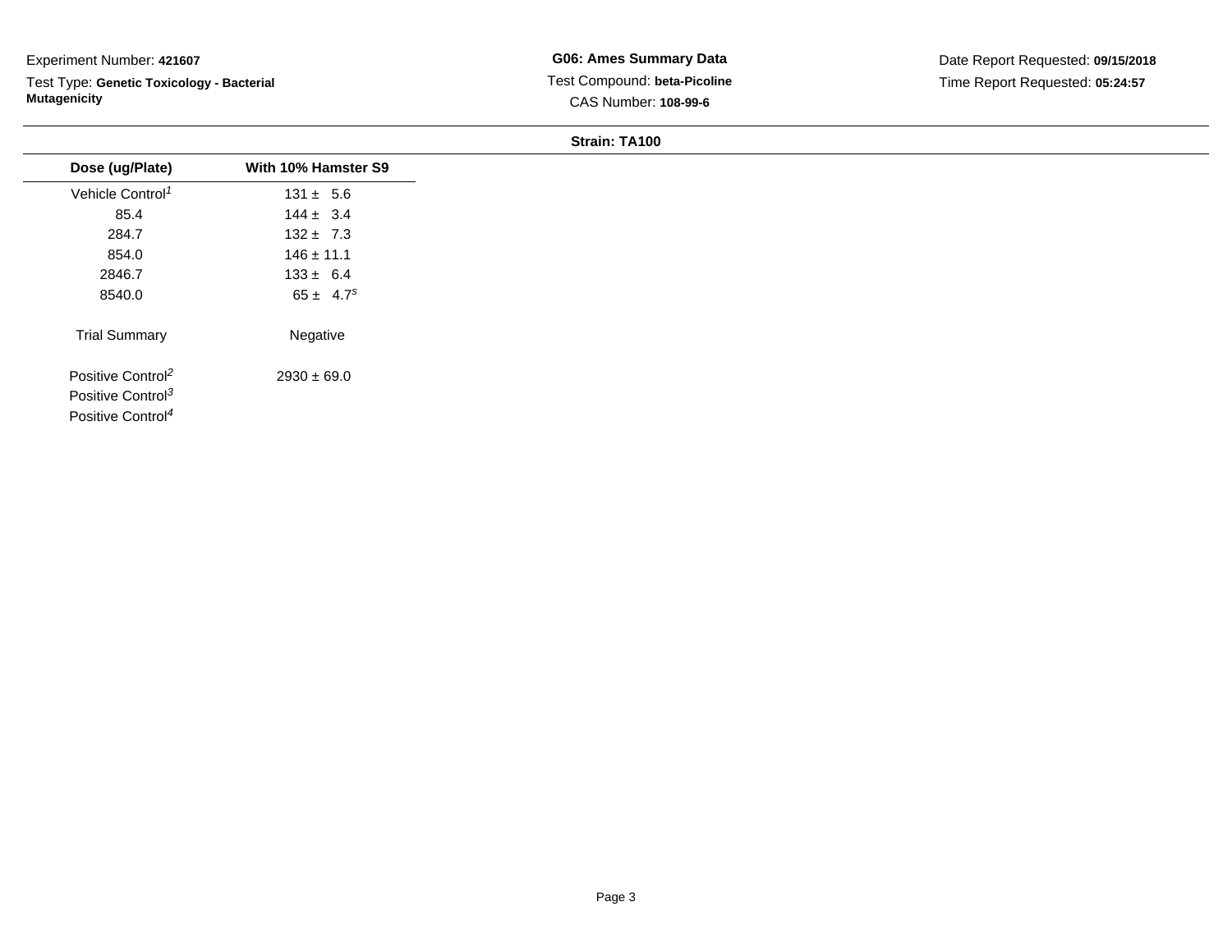Experiment Number: **421607**

Test Type: **Genetic Toxicology - Bacterial Mutagenicity**

**G06: Ames Summary Data**

Test Compound: **beta-Picoline**

CAS Number: **108-99-6**

Date Report Requested: **09/15/2018**

Time Report Requested: **05:24:57**

**Strain: TA100**

| Dose (ug/Plate) | With 10% Hamster S9 |
|---|---|
| Vehicle Control[1] | 131 ± 5.6 |
| 85.4 | 144 ± 3.4 |
| 284.7 | 132 ± 7.3 |
| 854.0 | 146 ± 11.1 |
| 2846.7 | 133 ± 6.4 |
| 8540.0 | 65 ± 4.7[s] |
| Trial Summary | Negative |
| Positive Control[2] | 2930 ± 69.0 |
| Positive Control[3] | |
| Positive Control[4] | |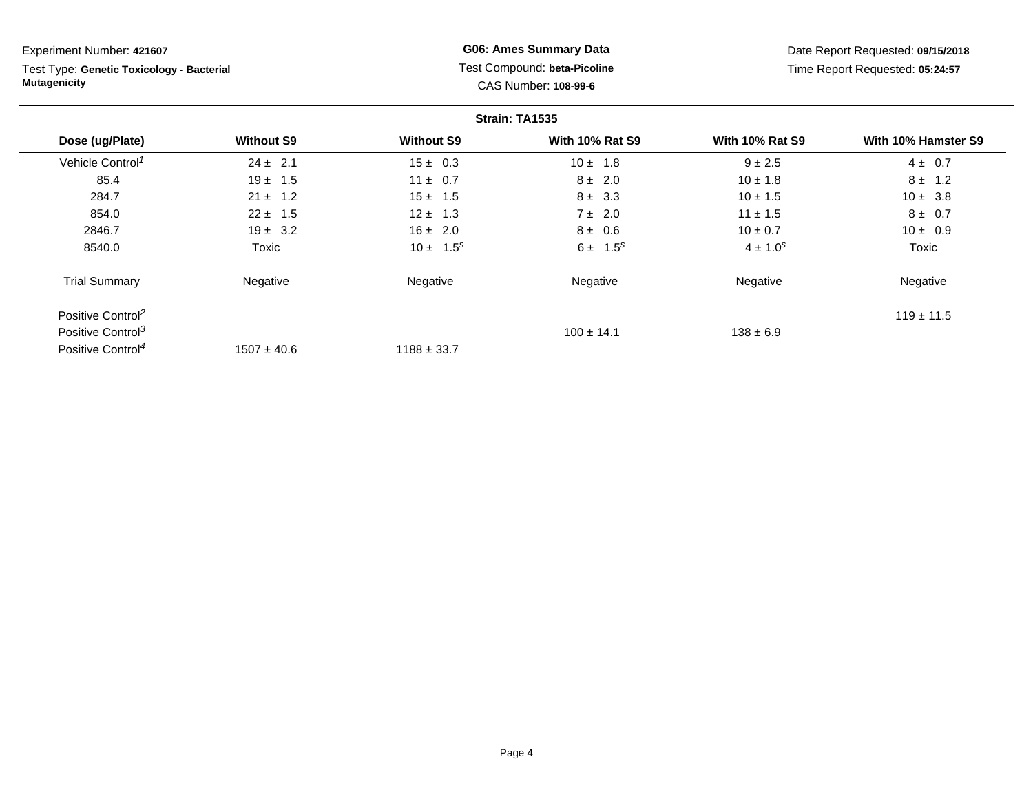Experiment Number: **421607**

Test Type: **Genetic Toxicology - Bacterial Mutagenicity**

**G06: Ames Summary Data**

Test Compound: **beta-Picoline**

CAS Number: **108-99-6**

Date Report Requested: **09/15/2018**

Time Report Requested: **05:24:57**

**Strain: TA1535**

| Dose (ug/Plate) | Without S9 | Without S9 | With 10% Rat S9 | With 10% Rat S9 | With 10% Hamster S9 |
|---|---|---|---|---|---|
| Vehicle Control[1] | 24 ± 2.1 | 15 ± 0.3 | 10 ± 1.8 | 9 ± 2.5 | 4 ± 0.7 |
| 85.4 | 19 ± 1.5 | 11 ± 0.7 | 8 ± 2.0 | 10 ± 1.8 | 8 ± 1.2 |
| 284.7 | 21 ± 1.2 | 15 ± 1.5 | 8 ± 3.3 | 10 ± 1.5 | 10 ± 3.8 |
| 854.0 | 22 ± 1.5 | 12 ± 1.3 | 7 ± 2.0 | 11 ± 1.5 | 8 ± 0.7 |
| 2846.7 | 19 ± 3.2 | 16 ± 2.0 | 8 ± 0.6 | 10 ± 0.7 | 10 ± 0.9 |
| 8540.0 | Toxic | 10 ± 1.5[s] | 6 ± 1.5[s] | 4 ± 1.0[s] | Toxic |
| Trial Summary | Negative | Negative | Negative | Negative | Negative |
| Positive Control[2] | | | | | 119 ± 11.5 |
| Positive Control[3] | | | 100 ± 14.1 | 138 ± 6.9 | |
| Positive Control[4] | 1507 ± 40.6 | 1188 ± 33.7 | | | |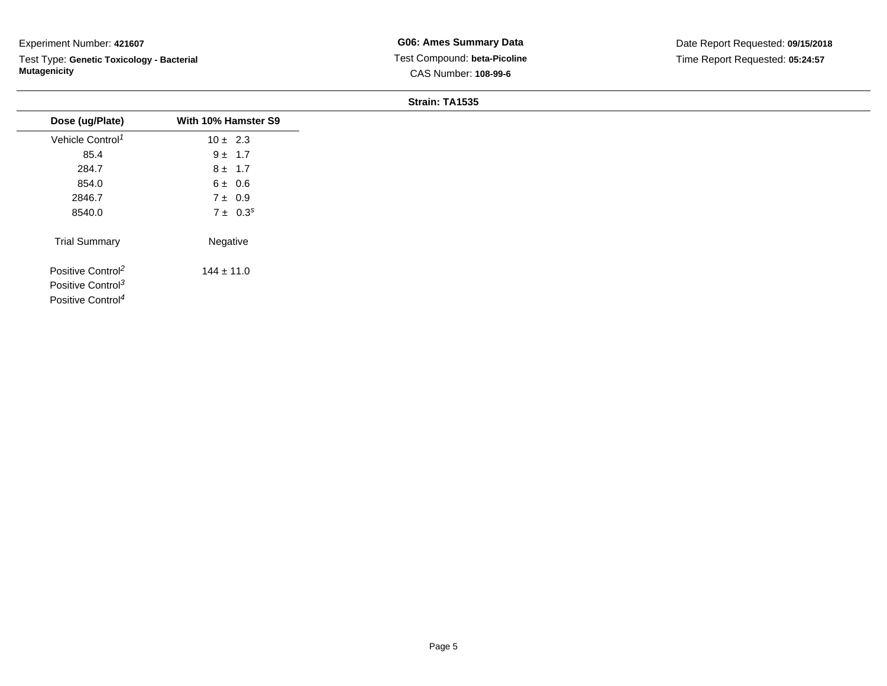Experiment Number: **421607**

Test Type: **Genetic Toxicology - Bacterial Mutagenicity**

**G06: Ames Summary Data**

Test Compound: **beta-Picoline**

CAS Number: **108-99-6**

Date Report Requested: **09/15/2018**

Time Report Requested: **05:24:57**

**Strain: TA1535**

| Dose (ug/Plate) | With 10% Hamster S9 |
|---|---|
| Vehicle Control[1] | 10 ± 2.3 |
| 85.4 | 9 ± 1.7 |
| 284.7 | 8 ± 1.7 |
| 854.0 | 6 ± 0.6 |
| 2846.7 | 7 ± 0.9 |
| 8540.0 | 7 ± 0.3[s] |
| Trial Summary | Negative |
| Positive Control[2] | 144 ± 11.0 |
| Positive Control[3] | |
| Positive Control[4] | |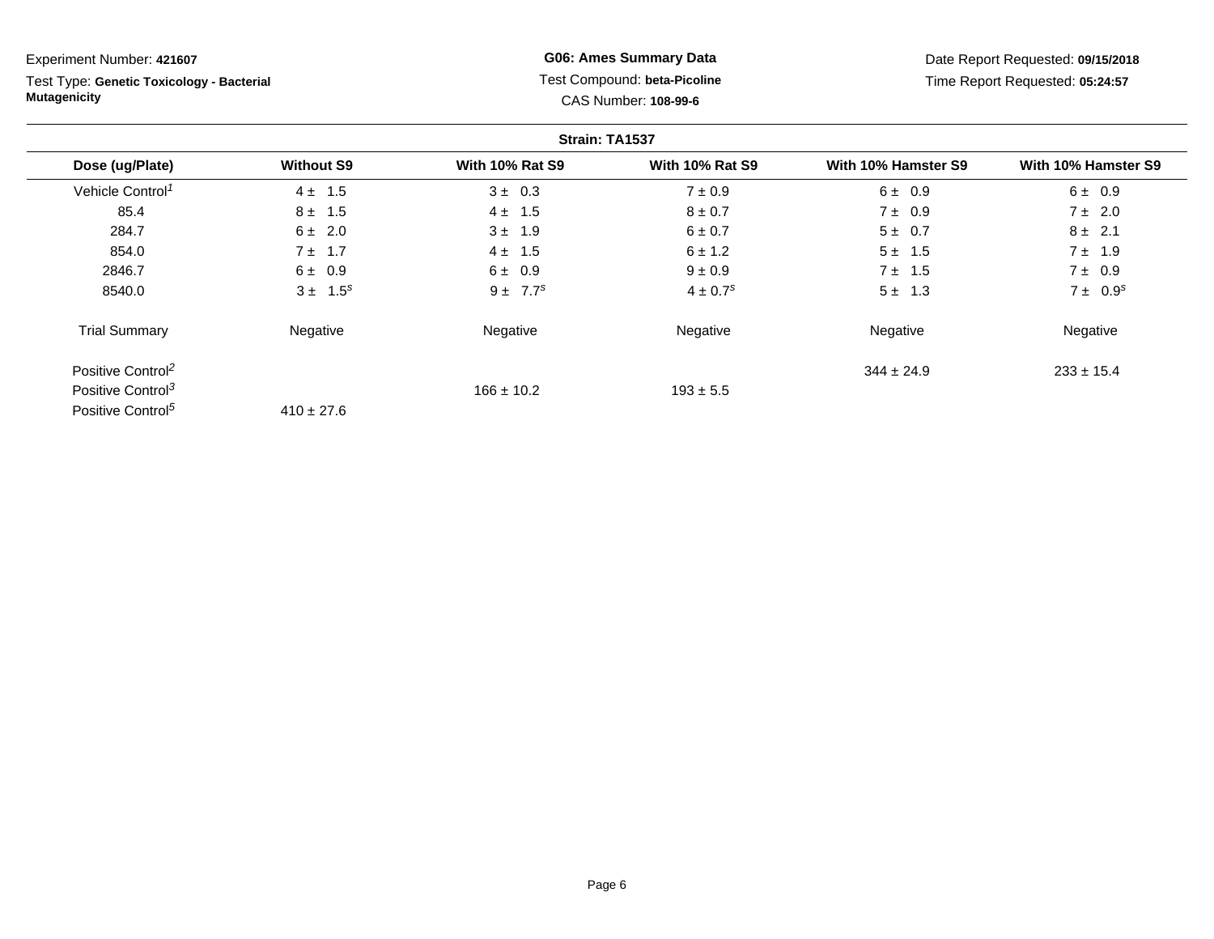Experiment Number: **421607**

Test Type: **Genetic Toxicology - Bacterial Mutagenicity**

**G06: Ames Summary Data**

Test Compound: **beta-Picoline**

CAS Number: **108-99-6**

Date Report Requested: **09/15/2018**

Time Report Requested: **05:24:57**

**Strain: TA1537**

| Dose (ug/Plate) | Without S9 | With 10% Rat S9 | With 10% Rat S9 | With 10% Hamster S9 | With 10% Hamster S9 |
|---|---|---|---|---|---|
| Vehicle Control[1] | 4 ± 1.5 | 3 ± 0.3 | 7 ± 0.9 | 6 ± 0.9 | 6 ± 0.9 |
| 85.4 | 8 ± 1.5 | 4 ± 1.5 | 8 ± 0.7 | 7 ± 0.9 | 7 ± 2.0 |
| 284.7 | 6 ± 2.0 | 3 ± 1.9 | 6 ± 0.7 | 5 ± 0.7 | 8 ± 2.1 |
| 854.0 | 7 ± 1.7 | 4 ± 1.5 | 6 ± 1.2 | 5 ± 1.5 | 7 ± 1.9 |
| 2846.7 | 6 ± 0.9 | 6 ± 0.9 | 9 ± 0.9 | 7 ± 1.5 | 7 ± 0.9 |
| 8540.0 | 3 ± 1.5[s] | 9 ± 7.7[s] | 4 ± 0.7[s] | 5 ± 1.3 | 7 ± 0.9[s] |
| Trial Summary | Negative | Negative | Negative | Negative | Negative |
| Positive Control[2] | | | | 344 ± 24.9 | 233 ± 15.4 |
| Positive Control[3] | | 166 ± 10.2 | 193 ± 5.5 | | |
| Positive Control[5] | 410 ± 27.6 | | | | |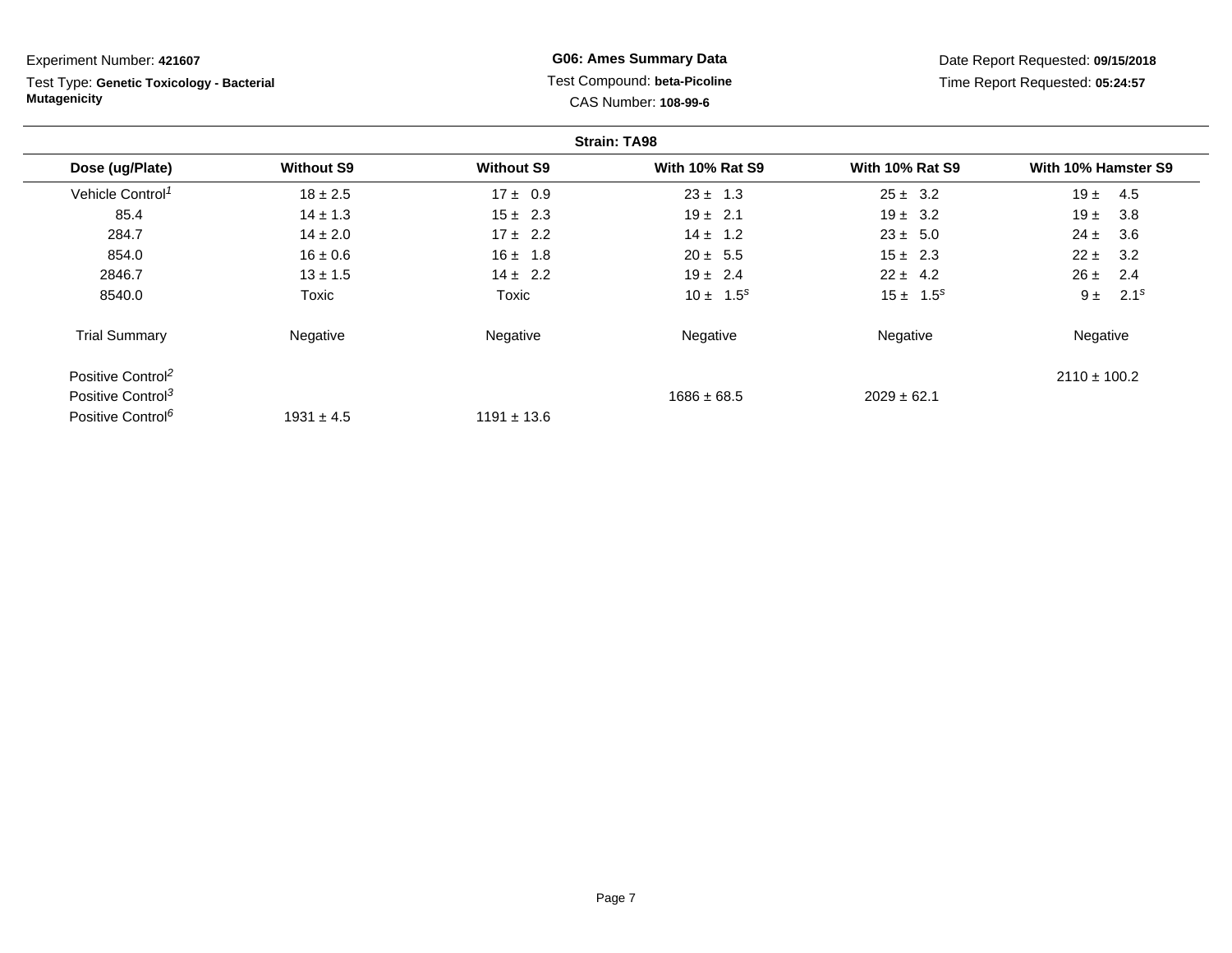Experiment Number: **421607**

Test Type: **Genetic Toxicology - Bacterial Mutagenicity**

**G06: Ames Summary Data**

Test Compound: **beta-Picoline**

CAS Number: **108-99-6**

Date Report Requested: **09/15/2018**

Time Report Requested: **05:24:57**

**Strain: TA98**

| Dose (ug/Plate) | Without S9 | Without S9 | With 10% Rat S9 | With 10% Rat S9 | With 10% Hamster S9 |
|---|---|---|---|---|---|
| Vehicle Control[1] | 18 ± 2.5 | 17 ± 0.9 | 23 ± 1.3 | 25 ± 3.2 | 19 ± 4.5 |
| 85.4 | 14 ± 1.3 | 15 ± 2.3 | 19 ± 2.1 | 19 ± 3.2 | 19 ± 3.8 |
| 284.7 | 14 ± 2.0 | 17 ± 2.2 | 14 ± 1.2 | 23 ± 5.0 | 24 ± 3.6 |
| 854.0 | 16 ± 0.6 | 16 ± 1.8 | 20 ± 5.5 | 15 ± 2.3 | 22 ± 3.2 |
| 2846.7 | 13 ± 1.5 | 14 ± 2.2 | 19 ± 2.4 | 22 ± 4.2 | 26 ± 2.4 |
| 8540.0 | Toxic | Toxic | 10 ± 1.5[s] | 15 ± 1.5[s] | 9 ± 2.1[s] |
| Trial Summary | Negative | Negative | Negative | Negative | Negative |
| Positive Control[2] | | | | | 2110 ± 100.2 |
| Positive Control[3] | | | 1686 ± 68.5 | 2029 ± 62.1 | |
| Positive Control[6] | 1931 ± 4.5 | 1191 ± 13.6 | | | |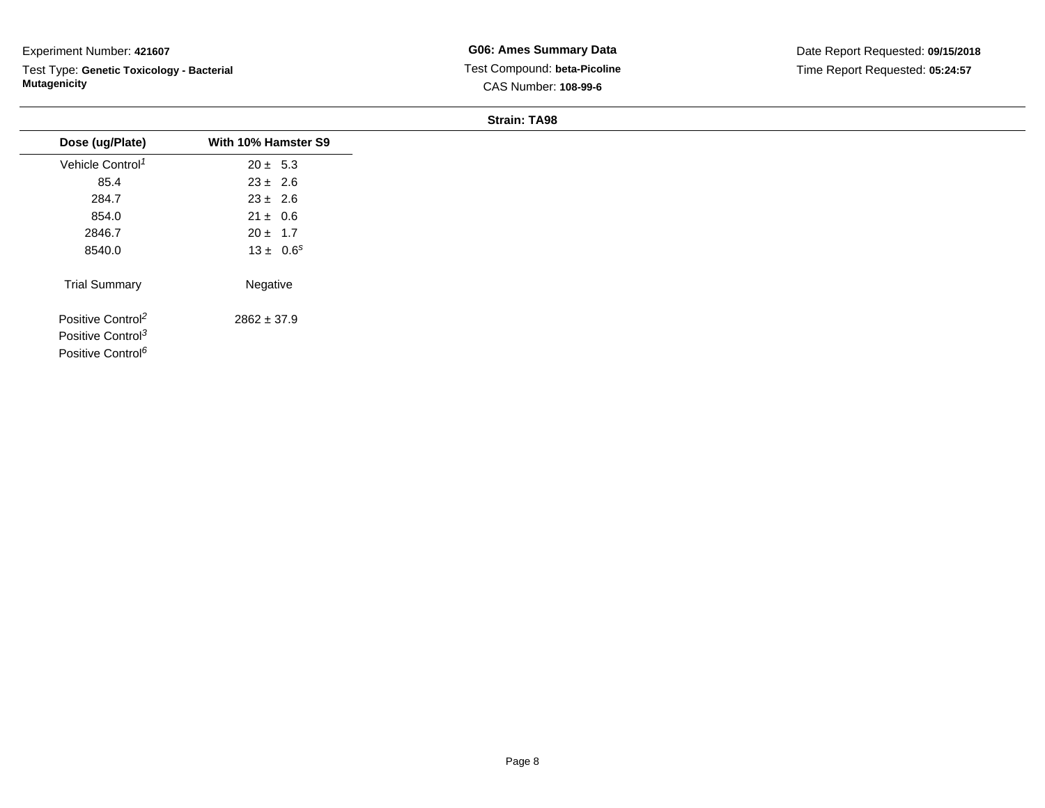Experiment Number: **421607**

Test Type: **Genetic Toxicology - Bacterial Mutagenicity**

**G06: Ames Summary Data**

Test Compound: **beta-Picoline**

CAS Number: **108-99-6**

Date Report Requested: **09/15/2018**

Time Report Requested: **05:24:57**

**Strain: TA98**

| Dose (ug/Plate) | With 10% Hamster S9 |
|---|---|
| Vehicle Control[1] | 20 ± 5.3 |
| 85.4 | 23 ± 2.6 |
| 284.7 | 23 ± 2.6 |
| 854.0 | 21 ± 0.6 |
| 2846.7 | 20 ± 1.7 |
| 8540.0 | 13 ± 0.6[s] |
| Trial Summary | Negative |
| Positive Control[2] | 2862 ± 37.9 |
| Positive Control[3] | |
| Positive Control[6] | |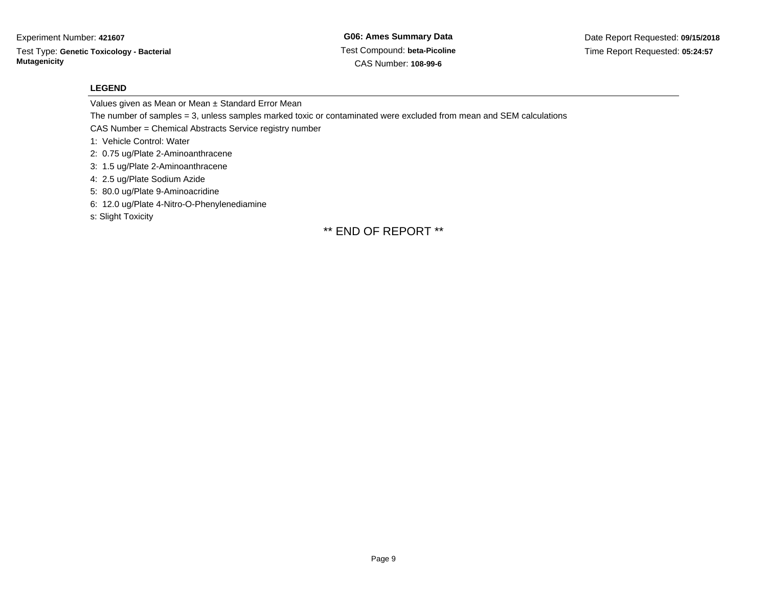Experiment Number: **421607**

Test Type: **Genetic Toxicology - Bacterial Mutagenicity**

**G06: Ames Summary Data**

Test Compound: **beta-Picoline**

CAS Number: **108-99-6**

Date Report Requested: **09/15/2018**

Time Report Requested: **05:24:57**

**LEGEND**

Values given as Mean or Mean ± Standard Error Mean

The number of samples = 3, unless samples marked toxic or contaminated were excluded from mean and SEM calculations

CAS Number = Chemical Abstracts Service registry number

1: Vehicle Control: Water

2: 0.75 ug/Plate 2-Aminoanthracene

3: 1.5 ug/Plate 2-Aminoanthracene

4: 2.5 ug/Plate Sodium Azide

5: 80.0 ug/Plate 9-Aminoacridine

6: 12.0 ug/Plate 4-Nitro-O-Phenylenediamine

s: Slight Toxicity

** END OF REPORT **